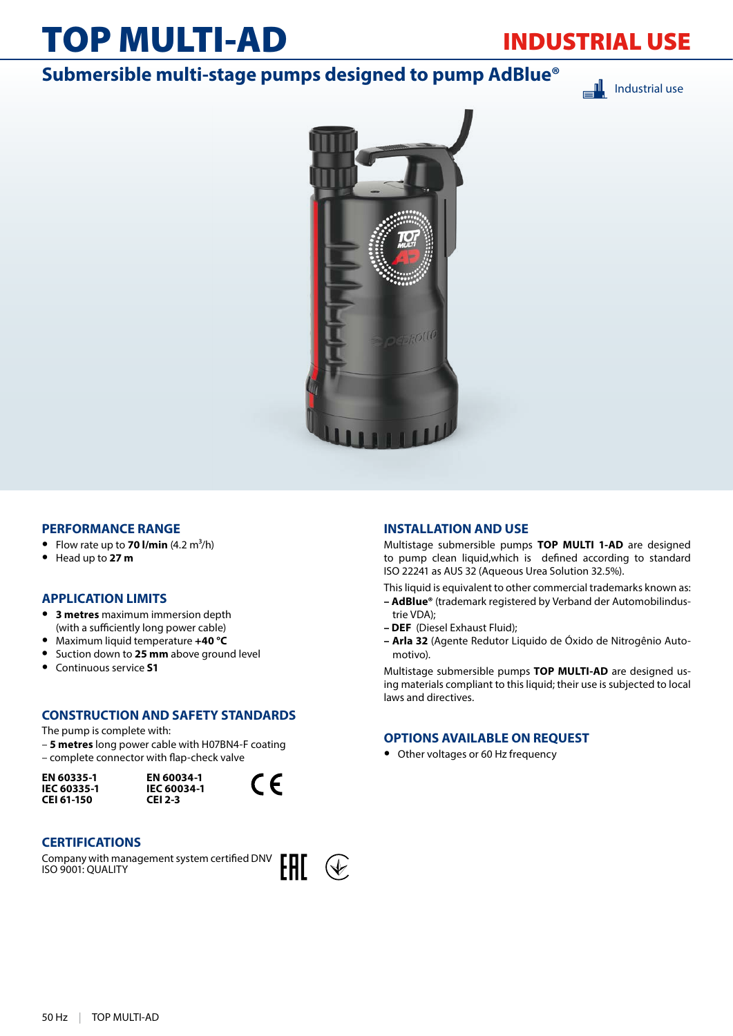# TOP MULTI-AD

**INDUSTRIAL USE**

## Submersible multi-stage pumps designed to pump AdBlue®

Industrial use

### PERFORMANCE RANGE

- Flow rate up to **70 l/min** (4.2 $m^3$/h)
- Head up to **27 m**

### APPLICATION LIMITS

- **3 metres** maximum immersion depth (with a sufficiently long power cable)
- Maximum liquid temperature **+40 °C**
- Suction down to **25 mm** above ground level
- Continuous service **S1**

### CONSTRUCTION AND SAFETY STANDARDS

The pump is complete with:
– **5 metres** long power cable with H07BN4-F coating
– complete connector with flap-check valve

| | |
|---|---|
| **EN 60335-1** | **EN 60034-1** |
| **IEC 60335-1** | **IEC 60034-1** |
| **CEI 61-150** | **CEI 2-3** |

### CERTIFICATIONS

Company with management system certified DNV
ISO 9001: QUALITY

### INSTALLATION AND USE

Multistage submersible pumps **TOP MULTI 1-AD** are designed to pump clean liquid,which is defined according to standard ISO 22241 as AUS 32 (Aqueous Urea Solution 32.5%).

This liquid is equivalent to other commercial trademarks known as:
– **AdBlue®** (trademark registered by Verband der Automobilindustrie VDA);
– **DEF** (Diesel Exhaust Fluid);
– **Arla 32** (Agente Redutor Liquido de Óxido de Nitrogênio Automotivo).

Multistage submersible pumps **TOP MULTI-AD** are designed using materials compliant to this liquid; their use is subjected to local laws and directives.

### OPTIONS AVAILABLE ON REQUEST

- Other voltages or 60 Hz frequency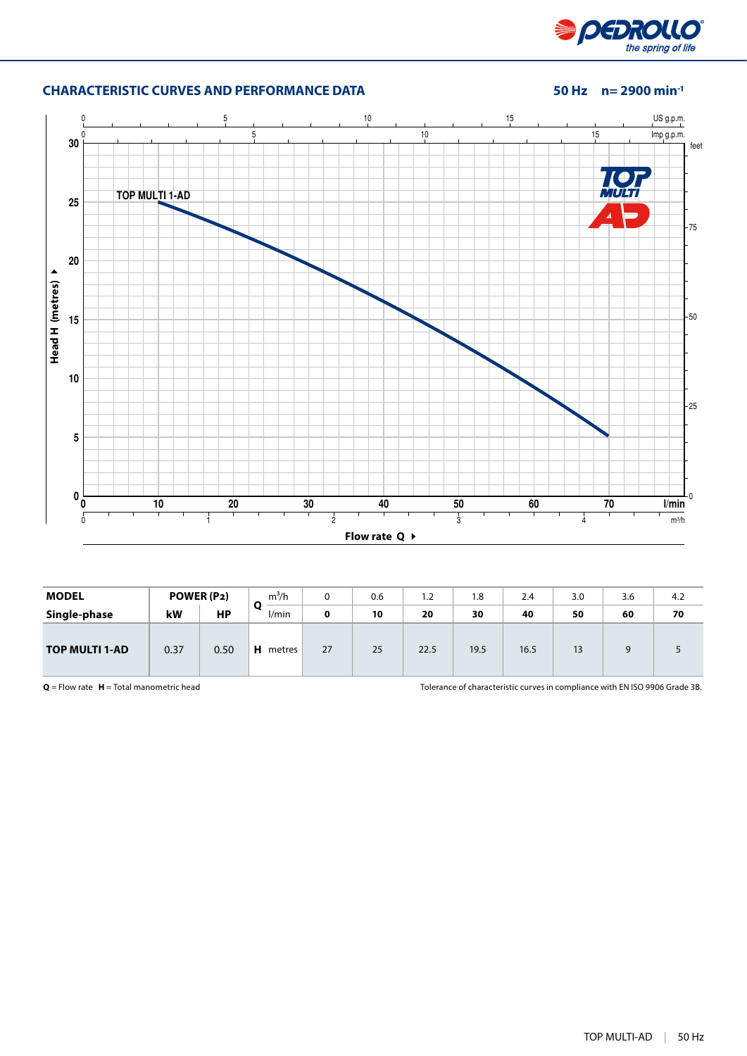## CHARACTERISTIC CURVES AND PERFORMANCE DATA

**50 Hz n= 2900 min⁻¹**

| MODEL | POWER (P2) | | Q | m³/h | 0 | 0.6 | 1.2 | 1.8 | 2.4 | 3.0 | 3.6 | 4.2 |
|---|---|---|---|---|---|---|---|---|---|---|---|---|
| Single-phase | kW | HP | | l/min | **0** | **10** | **20** | **30** | **40** | **50** | **60** | **70** |
| **TOP MULTI 1-AD** | 0.37 | 0.50 | **H** | metres | 27 | 25 | 22.5 | 19.5 | 16.5 | 13 | 9 | 5 |

**Q** = Flow rate **H** = Total manometric head

Tolerance of characteristic curves in compliance with EN ISO 9906 Grade 3B.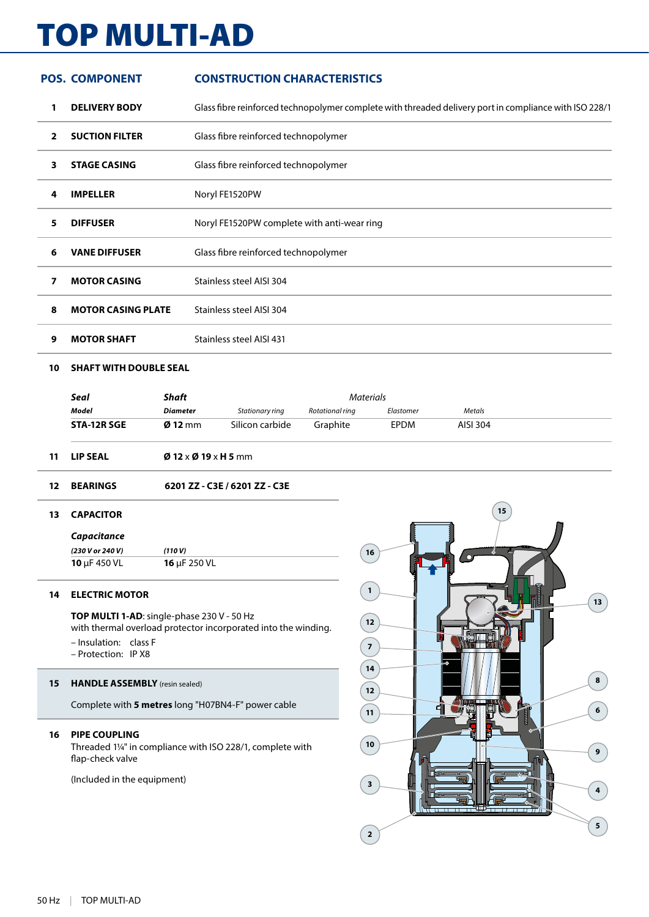# TOP MULTI-AD

| POS. | COMPONENT | CONSTRUCTION CHARACTERISTICS |
|---|---|---|
| 1 | **DELIVERY BODY** | Glass fibre reinforced technopolymer complete with threaded delivery port in compliance with ISO 228/1 |
| 2 | **SUCTION FILTER** | Glass fibre reinforced technopolymer |
| 3 | **STAGE CASING** | Glass fibre reinforced technopolymer |
| 4 | **IMPELLER** | Noryl FE1520PW |
| 5 | **DIFFUSER** | Noryl FE1520PW complete with anti-wear ring |
| 6 | **VANE DIFFUSER** | Glass fibre reinforced technopolymer |
| 7 | **MOTOR CASING** | Stainless steel AISI 304 |
| 8 | **MOTOR CASING PLATE** | Stainless steel AISI 304 |
| 9 | **MOTOR SHAFT** | Stainless steel AISI 431 |

**10 SHAFT WITH DOUBLE SEAL**

| *Seal* | *Shaft* | *Materials* | | | |
|---|---|---|---|---|---|
| *Model* | *Diameter* | *Stationary ring* | *Rotational ring* | *Elastomer* | *Metals* |
| **STA-12R SGE** | **Ø 12** mm | Silicon carbide | Graphite | EPDM | AISI 304 |

**11 LIP SEAL** — **Ø 12** x **Ø 19** x **H 5** mm

**12 BEARINGS** — **6201 ZZ - C3E / 6201 ZZ - C3E**

**13 CAPACITOR**

| *Capacitance* | |
|---|---|
| *(230 V or 240 V)* | *(110 V)* |
| **10** µF 450 VL | **16** µF 250 VL |

**14 ELECTRIC MOTOR**

**TOP MULTI 1-AD**: single-phase 230 V - 50 Hz
with thermal overload protector incorporated into the winding.

– Insulation: class F
– Protection: IP X8

**15 HANDLE ASSEMBLY** (resin sealed)

Complete with **5 metres** long "H07BN4-F" power cable

**16 PIPE COUPLING**

Threaded 1¼" in compliance with ISO 228/1, complete with flap-check valve

(Included in the equipment)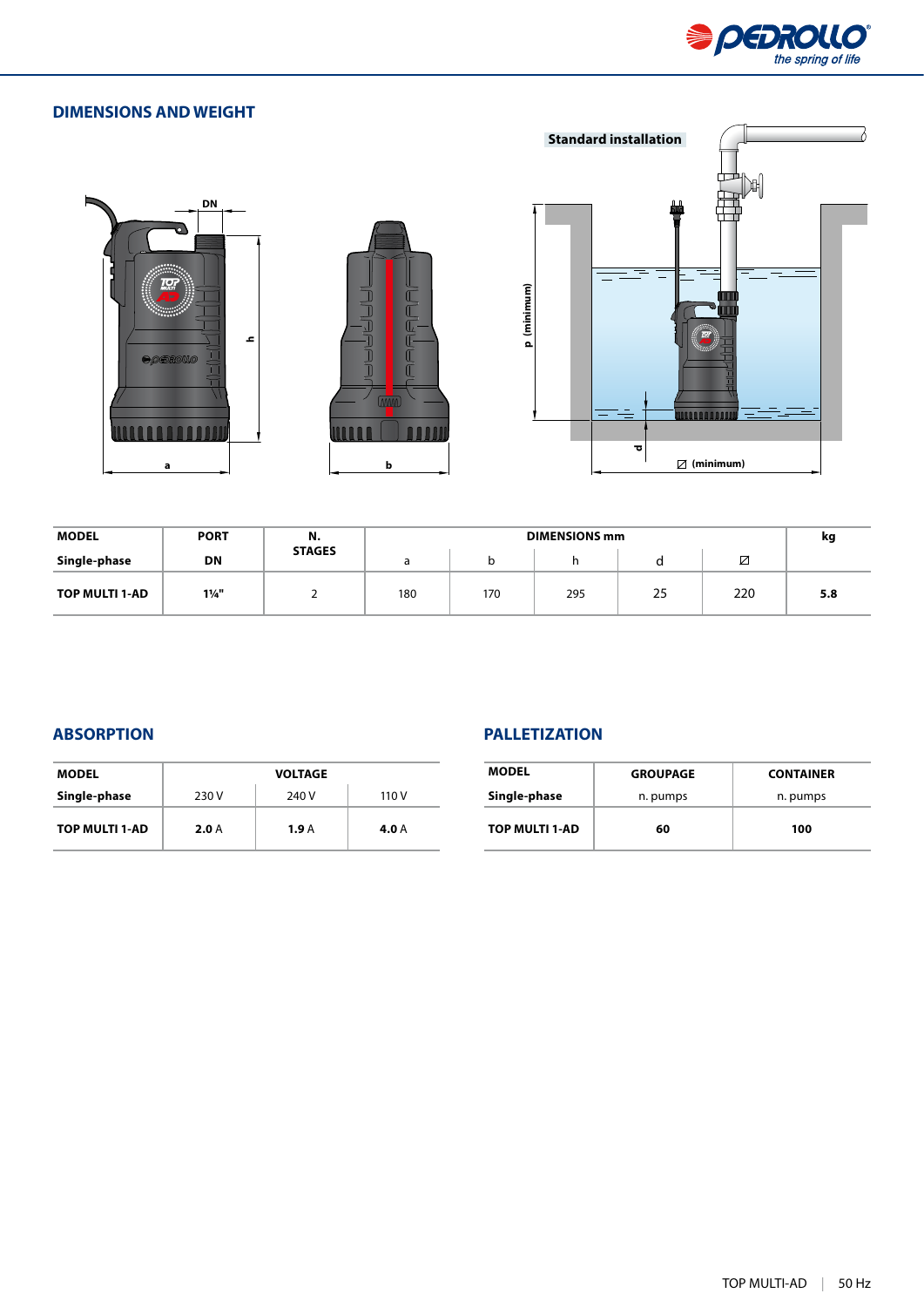## DIMENSIONS AND WEIGHT

Standard installation

| MODEL | PORT | N. STAGES | DIMENSIONS mm | | | | | kg |
|---|---|---|---|---|---|---|---|---|
| Single-phase | DN | | a | b | h | d | ⊠ | |
| TOP MULTI 1-AD | 1¼" | 2 | 180 | 170 | 295 | 25 | 220 | 5.8 |

## ABSORPTION

| MODEL | VOLTAGE | | |
|---|---|---|---|
| Single-phase | 230 V | 240 V | 110 V |
| TOP MULTI 1-AD | **2.0** A | **1.9** A | **4.0** A |

## PALLETIZATION

| MODEL | GROUPAGE | CONTAINER |
|---|---|---|
| Single-phase | n. pumps | n. pumps |
| TOP MULTI 1-AD | 60 | 100 |